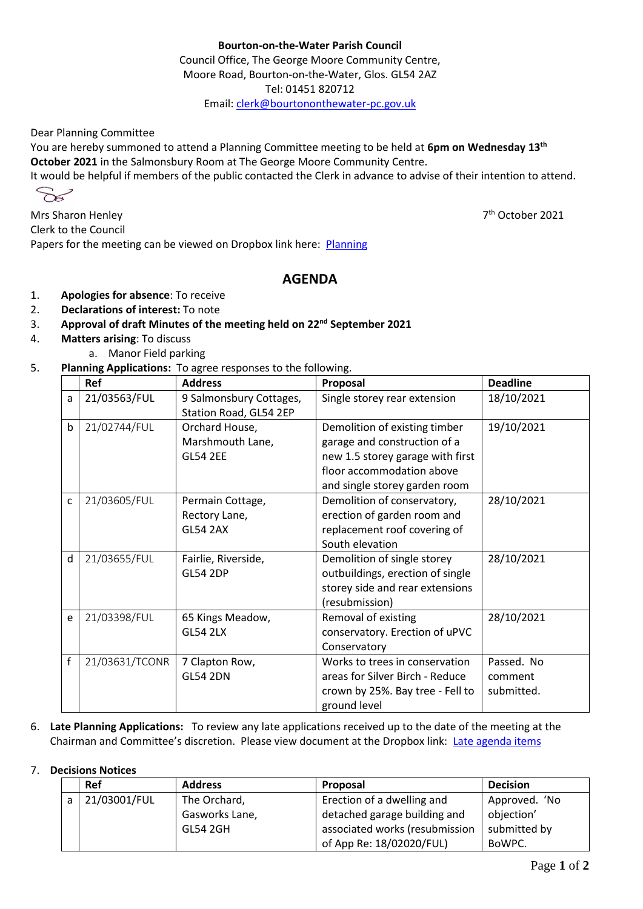**Bourton-on-the-Water Parish Council**
Council Office, The George Moore Community Centre,
Moore Road, Bourton-on-the-Water, Glos. GL54 2AZ
Tel: 01451 820712
Email: clerk@bourtononthewater-pc.gov.uk

Dear Planning Committee
You are hereby summoned to attend a Planning Committee meeting to be held at **6pm on Wednesday 13th October 2021** in the Salmonsbury Room at The George Moore Community Centre.
It would be helpful if members of the public contacted the Clerk in advance to advise of their intention to attend.

Mrs Sharon Henley
Clerk to the Council

7th October 2021

Papers for the meeting can be viewed on Dropbox link here: Planning

## AGENDA

1. **Apologies for absence**: To receive
2. **Declarations of interest:** To note
3. **Approval of draft Minutes of the meeting held on 22nd September 2021**
4. **Matters arising**: To discuss
   a. Manor Field parking
5. **Planning Applications:** To agree responses to the following.

| | Ref | Address | Proposal | Deadline |
|---|---|---|---|---|
| a | 21/03563/FUL | 9 Salmonsbury Cottages, Station Road, GL54 2EP | Single storey rear extension | 18/10/2021 |
| b | 21/02744/FUL | Orchard House, Marshmouth Lane, GL54 2EE | Demolition of existing timber garage and construction of a new 1.5 storey garage with first floor accommodation above and single storey garden room | 19/10/2021 |
| c | 21/03605/FUL | Permain Cottage, Rectory Lane, GL54 2AX | Demolition of conservatory, erection of garden room and replacement roof covering of South elevation | 28/10/2021 |
| d | 21/03655/FUL | Fairlie, Riverside, GL54 2DP | Demolition of single storey outbuildings, erection of single storey side and rear extensions (resubmission) | 28/10/2021 |
| e | 21/03398/FUL | 65 Kings Meadow, GL54 2LX | Removal of existing conservatory. Erection of uPVC Conservatory | 28/10/2021 |
| f | 21/03631/TCONR | 7 Clapton Row, GL54 2DN | Works to trees in conservation areas for Silver Birch - Reduce crown by 25%. Bay tree - Fell to ground level | Passed. No comment submitted. |

6. **Late Planning Applications:** To review any late applications received up to the date of the meeting at the Chairman and Committee's discretion. Please view document at the Dropbox link: Late agenda items

7. **Decisions Notices**

| | Ref | Address | Proposal | Decision |
|---|---|---|---|---|
| a | 21/03001/FUL | The Orchard, Gasworks Lane, GL54 2GH | Erection of a dwelling and detached garage building and associated works (resubmission of App Re: 18/02020/FUL) | Approved. 'No objection' submitted by BoWPC. |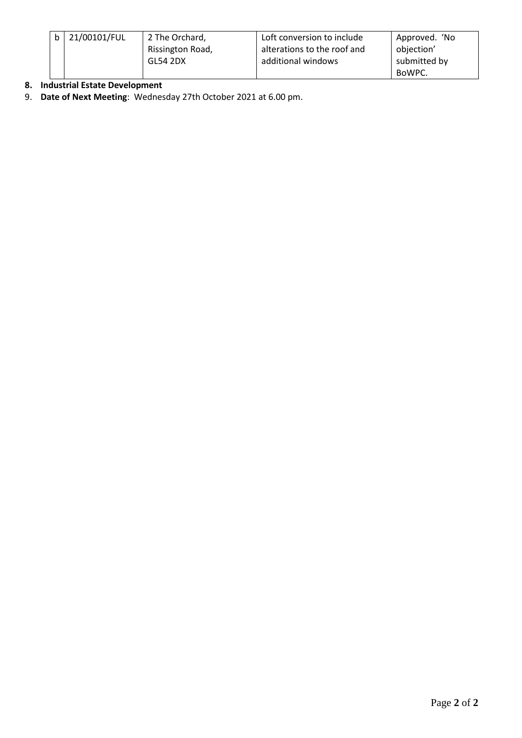| | | | | |
|---|---|---|---|---|
| b | 21/00101/FUL | 2 The Orchard, Rissington Road, GL54 2DX | Loft conversion to include alterations to the roof and additional windows | Approved. 'No objection' submitted by BoWPC. |

8. **Industrial Estate Development**
9. **Date of Next Meeting**: Wednesday 27th October 2021 at 6.00 pm.